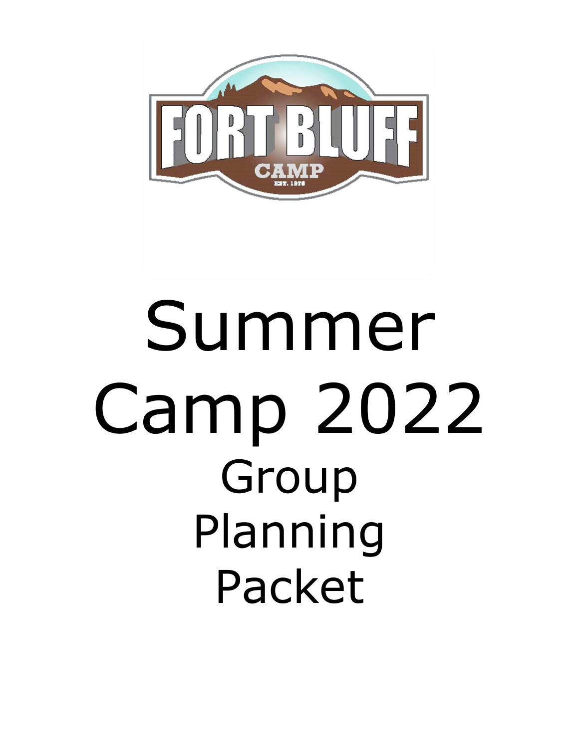FORT BLUFF

CAMP

EST. 1976

# Summer Camp 2022

## Group Planning Packet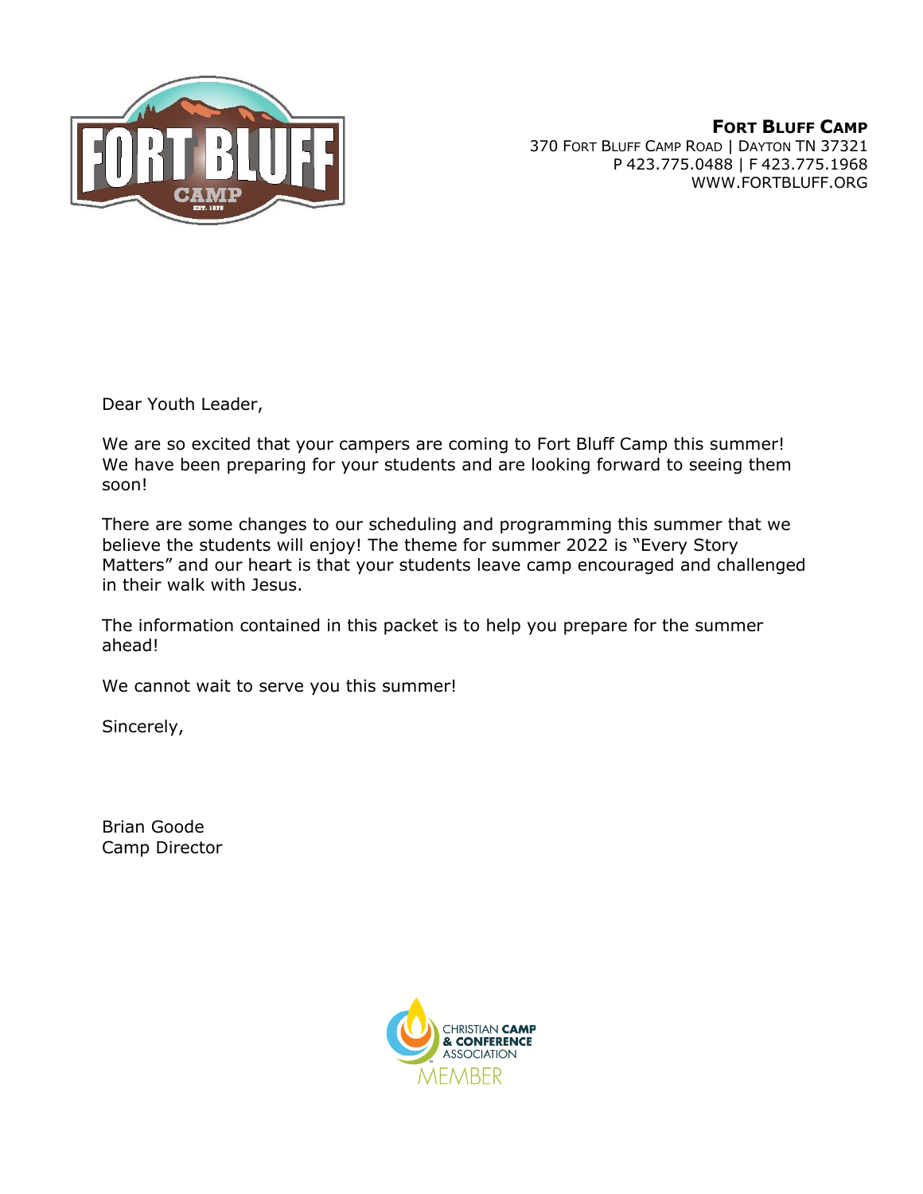**Fort Bluff Camp**
370 Fort Bluff Camp Road | Dayton TN 37321
P 423.775.0488 | F 423.775.1968
WWW.FORTBLUFF.ORG

Dear Youth Leader,

We are so excited that your campers are coming to Fort Bluff Camp this summer! We have been preparing for your students and are looking forward to seeing them soon!

There are some changes to our scheduling and programming this summer that we believe the students will enjoy! The theme for summer 2022 is "Every Story Matters" and our heart is that your students leave camp encouraged and challenged in their walk with Jesus.

The information contained in this packet is to help you prepare for the summer ahead!

We cannot wait to serve you this summer!

Sincerely,

Brian Goode
Camp Director

CHRISTIAN CAMP & CONFERENCE ASSOCIATION MEMBER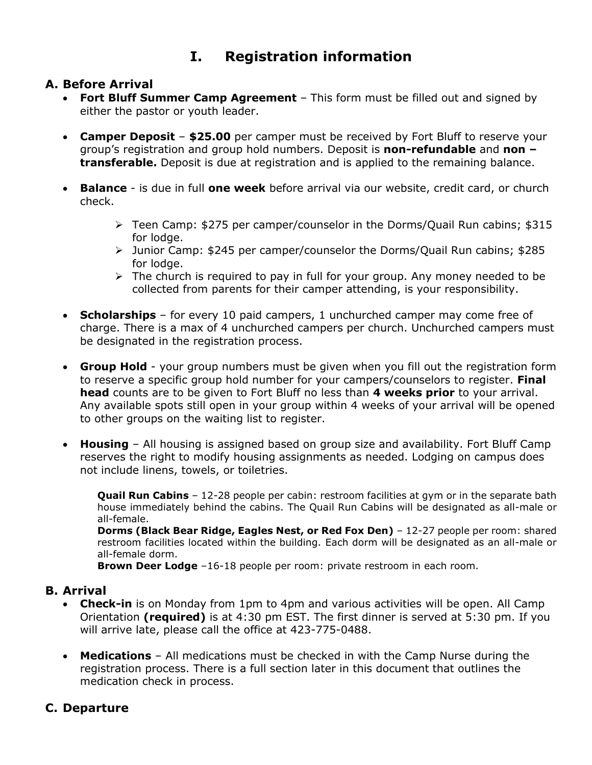# I. Registration information

## A. Before Arrival

- **Fort Bluff Summer Camp Agreement** – This form must be filled out and signed by either the pastor or youth leader.

- **Camper Deposit** – **$25.00** per camper must be received by Fort Bluff to reserve your group's registration and group hold numbers. Deposit is **non-refundable** and **non – transferable.** Deposit is due at registration and is applied to the remaining balance.

- **Balance** - is due in full **one week** before arrival via our website, credit card, or church check.
  - Teen Camp: $275 per camper/counselor in the Dorms/Quail Run cabins; $315 for lodge.
  - Junior Camp: $245 per camper/counselor the Dorms/Quail Run cabins; $285 for lodge.
  - The church is required to pay in full for your group. Any money needed to be collected from parents for their camper attending, is your responsibility.

- **Scholarships** – for every 10 paid campers, 1 unchurched camper may come free of charge. There is a max of 4 unchurched campers per church. Unchurched campers must be designated in the registration process.

- **Group Hold** - your group numbers must be given when you fill out the registration form to reserve a specific group hold number for your campers/counselors to register. **Final head** counts are to be given to Fort Bluff no less than **4 weeks prior** to your arrival. Any available spots still open in your group within 4 weeks of your arrival will be opened to other groups on the waiting list to register.

- **Housing** – All housing is assigned based on group size and availability. Fort Bluff Camp reserves the right to modify housing assignments as needed. Lodging on campus does not include linens, towels, or toiletries.

  **Quail Run Cabins** – 12-28 people per cabin: restroom facilities at gym or in the separate bath house immediately behind the cabins. The Quail Run Cabins will be designated as all-male or all-female.
  **Dorms (Black Bear Ridge, Eagles Nest, or Red Fox Den)** – 12-27 people per room: shared restroom facilities located within the building. Each dorm will be designated as an all-male or all-female dorm.
  **Brown Deer Lodge** –16-18 people per room: private restroom in each room.

## B. Arrival

- **Check-in** is on Monday from 1pm to 4pm and various activities will be open. All Camp Orientation **(required)** is at 4:30 pm EST. The first dinner is served at 5:30 pm. If you will arrive late, please call the office at 423-775-0488.

- **Medications** – All medications must be checked in with the Camp Nurse during the registration process. There is a full section later in this document that outlines the medication check in process.

## C. Departure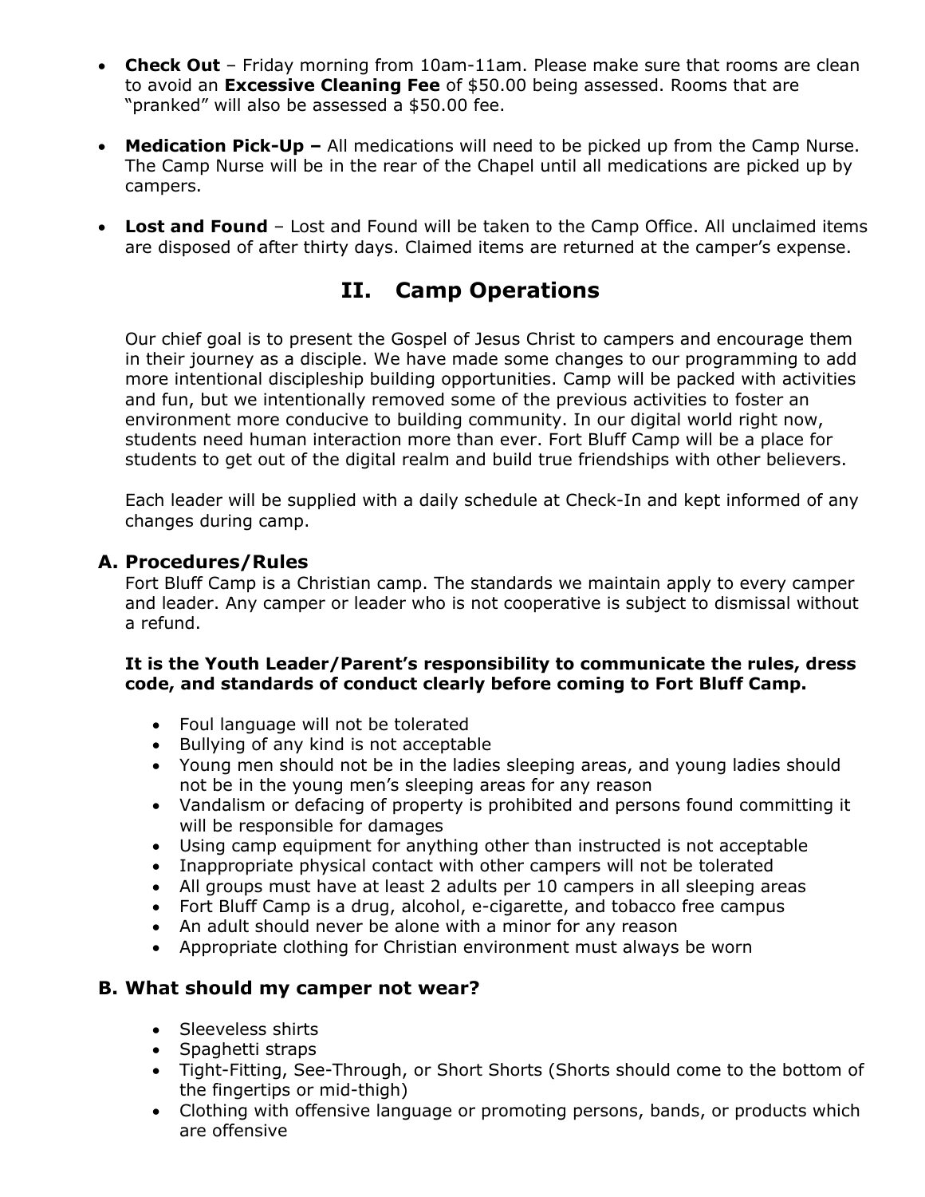- **Check Out** – Friday morning from 10am-11am. Please make sure that rooms are clean to avoid an **Excessive Cleaning Fee** of $50.00 being assessed. Rooms that are "pranked" will also be assessed a $50.00 fee.

- **Medication Pick-Up –** All medications will need to be picked up from the Camp Nurse. The Camp Nurse will be in the rear of the Chapel until all medications are picked up by campers.

- **Lost and Found** – Lost and Found will be taken to the Camp Office. All unclaimed items are disposed of after thirty days. Claimed items are returned at the camper's expense.

## II. Camp Operations

Our chief goal is to present the Gospel of Jesus Christ to campers and encourage them in their journey as a disciple. We have made some changes to our programming to add more intentional discipleship building opportunities. Camp will be packed with activities and fun, but we intentionally removed some of the previous activities to foster an environment more conducive to building community. In our digital world right now, students need human interaction more than ever. Fort Bluff Camp will be a place for students to get out of the digital realm and build true friendships with other believers.

Each leader will be supplied with a daily schedule at Check-In and kept informed of any changes during camp.

### A. Procedures/Rules

Fort Bluff Camp is a Christian camp. The standards we maintain apply to every camper and leader. Any camper or leader who is not cooperative is subject to dismissal without a refund.

**It is the Youth Leader/Parent's responsibility to communicate the rules, dress code, and standards of conduct clearly before coming to Fort Bluff Camp.**

- Foul language will not be tolerated
- Bullying of any kind is not acceptable
- Young men should not be in the ladies sleeping areas, and young ladies should not be in the young men's sleeping areas for any reason
- Vandalism or defacing of property is prohibited and persons found committing it will be responsible for damages
- Using camp equipment for anything other than instructed is not acceptable
- Inappropriate physical contact with other campers will not be tolerated
- All groups must have at least 2 adults per 10 campers in all sleeping areas
- Fort Bluff Camp is a drug, alcohol, e-cigarette, and tobacco free campus
- An adult should never be alone with a minor for any reason
- Appropriate clothing for Christian environment must always be worn

### B. What should my camper not wear?

- Sleeveless shirts
- Spaghetti straps
- Tight-Fitting, See-Through, or Short Shorts (Shorts should come to the bottom of the fingertips or mid-thigh)
- Clothing with offensive language or promoting persons, bands, or products which are offensive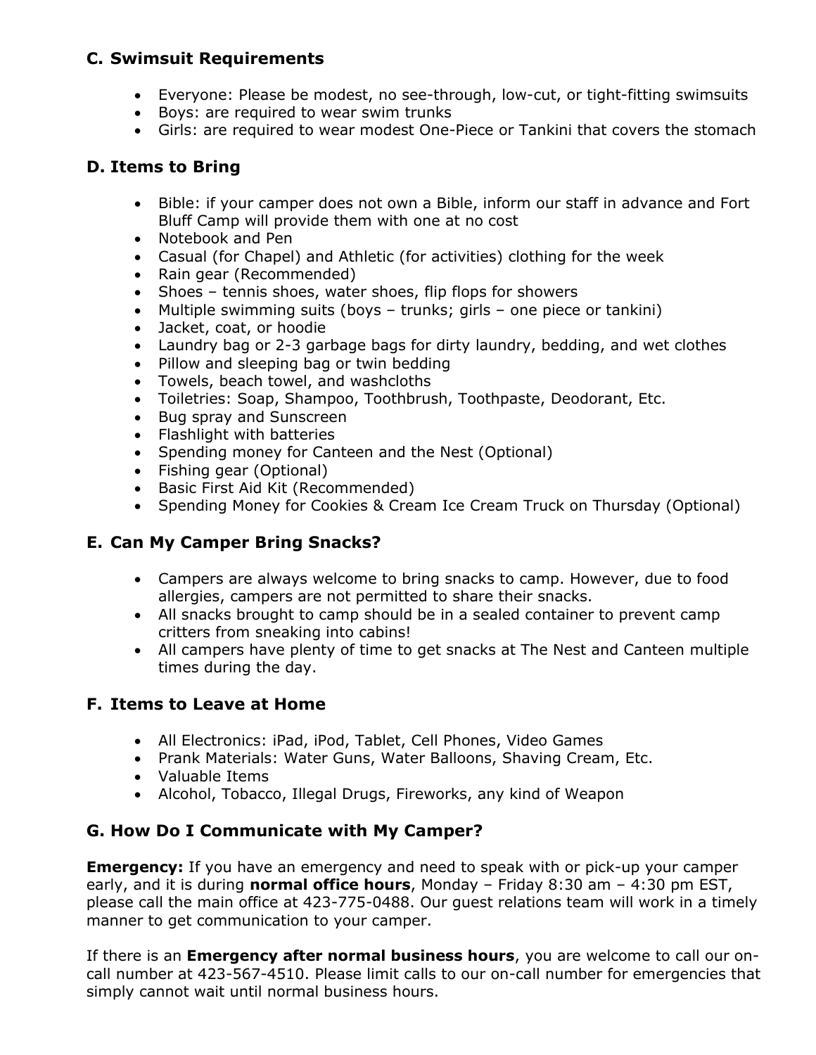### C. Swimsuit Requirements

- Everyone: Please be modest, no see-through, low-cut, or tight-fitting swimsuits
- Boys: are required to wear swim trunks
- Girls: are required to wear modest One-Piece or Tankini that covers the stomach

### D. Items to Bring

- Bible: if your camper does not own a Bible, inform our staff in advance and Fort Bluff Camp will provide them with one at no cost
- Notebook and Pen
- Casual (for Chapel) and Athletic (for activities) clothing for the week
- Rain gear (Recommended)
- Shoes – tennis shoes, water shoes, flip flops for showers
- Multiple swimming suits (boys – trunks; girls – one piece or tankini)
- Jacket, coat, or hoodie
- Laundry bag or 2-3 garbage bags for dirty laundry, bedding, and wet clothes
- Pillow and sleeping bag or twin bedding
- Towels, beach towel, and washcloths
- Toiletries: Soap, Shampoo, Toothbrush, Toothpaste, Deodorant, Etc.
- Bug spray and Sunscreen
- Flashlight with batteries
- Spending money for Canteen and the Nest (Optional)
- Fishing gear (Optional)
- Basic First Aid Kit (Recommended)
- Spending Money for Cookies & Cream Ice Cream Truck on Thursday (Optional)

### E. Can My Camper Bring Snacks?

- Campers are always welcome to bring snacks to camp. However, due to food allergies, campers are not permitted to share their snacks.
- All snacks brought to camp should be in a sealed container to prevent camp critters from sneaking into cabins!
- All campers have plenty of time to get snacks at The Nest and Canteen multiple times during the day.

### F. Items to Leave at Home

- All Electronics: iPad, iPod, Tablet, Cell Phones, Video Games
- Prank Materials: Water Guns, Water Balloons, Shaving Cream, Etc.
- Valuable Items
- Alcohol, Tobacco, Illegal Drugs, Fireworks, any kind of Weapon

### G. How Do I Communicate with My Camper?

**Emergency:** If you have an emergency and need to speak with or pick-up your camper early, and it is during **normal office hours**, Monday – Friday 8:30 am – 4:30 pm EST, please call the main office at 423-775-0488. Our guest relations team will work in a timely manner to get communication to your camper.

If there is an **Emergency after normal business hours**, you are welcome to call our on-call number at 423-567-4510. Please limit calls to our on-call number for emergencies that simply cannot wait until normal business hours.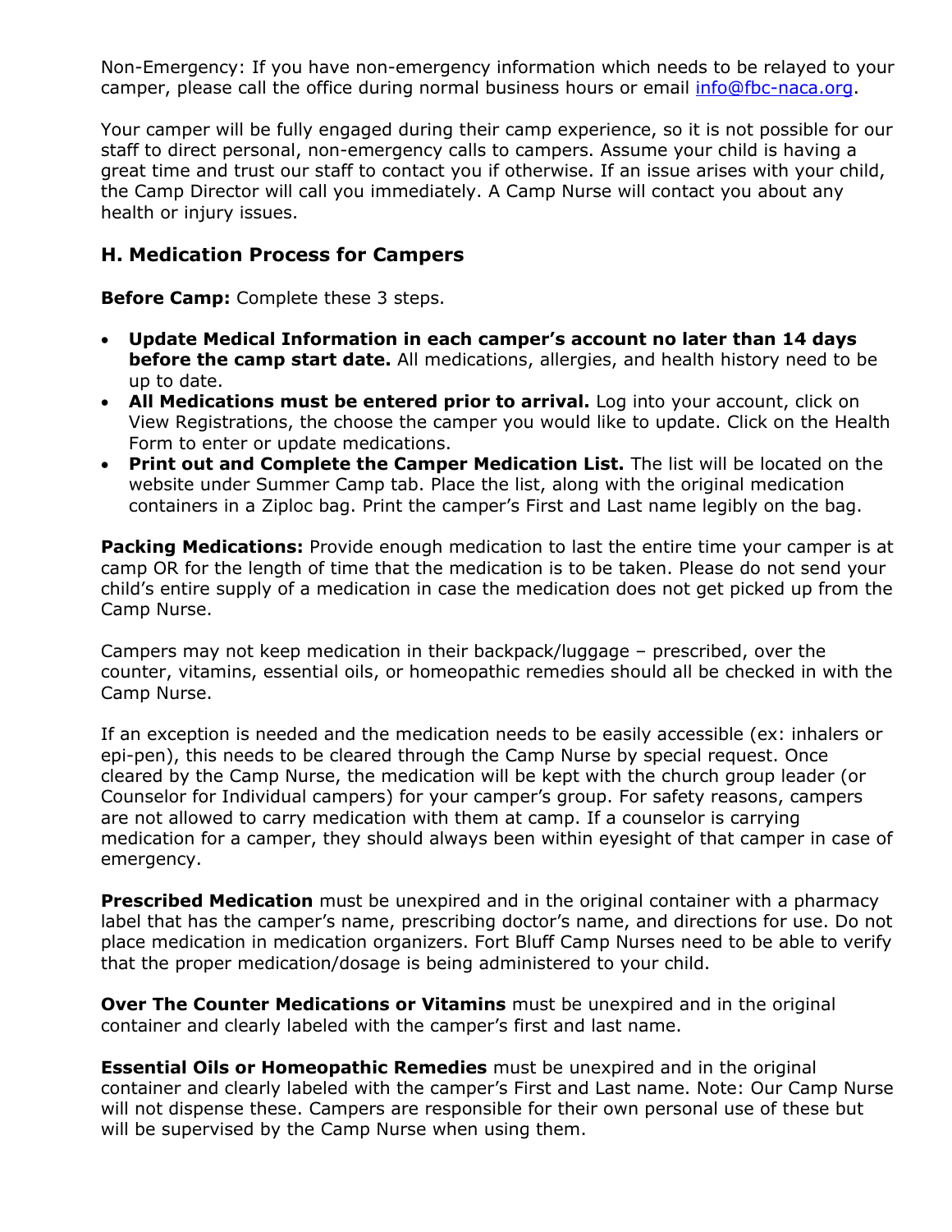Non-Emergency: If you have non-emergency information which needs to be relayed to your camper, please call the office during normal business hours or email [info@fbc-naca.org](mailto:info@fbc-naca.org).

Your camper will be fully engaged during their camp experience, so it is not possible for our staff to direct personal, non-emergency calls to campers. Assume your child is having a great time and trust our staff to contact you if otherwise. If an issue arises with your child, the Camp Director will call you immediately. A Camp Nurse will contact you about any health or injury issues.

## H. Medication Process for Campers

**Before Camp:** Complete these 3 steps.

- **Update Medical Information in each camper's account no later than 14 days before the camp start date.** All medications, allergies, and health history need to be up to date.
- **All Medications must be entered prior to arrival.** Log into your account, click on View Registrations, the choose the camper you would like to update. Click on the Health Form to enter or update medications.
- **Print out and Complete the Camper Medication List.** The list will be located on the website under Summer Camp tab. Place the list, along with the original medication containers in a Ziploc bag. Print the camper's First and Last name legibly on the bag.

**Packing Medications:** Provide enough medication to last the entire time your camper is at camp OR for the length of time that the medication is to be taken. Please do not send your child's entire supply of a medication in case the medication does not get picked up from the Camp Nurse.

Campers may not keep medication in their backpack/luggage – prescribed, over the counter, vitamins, essential oils, or homeopathic remedies should all be checked in with the Camp Nurse.

If an exception is needed and the medication needs to be easily accessible (ex: inhalers or epi-pen), this needs to be cleared through the Camp Nurse by special request. Once cleared by the Camp Nurse, the medication will be kept with the church group leader (or Counselor for Individual campers) for your camper's group. For safety reasons, campers are not allowed to carry medication with them at camp. If a counselor is carrying medication for a camper, they should always been within eyesight of that camper in case of emergency.

**Prescribed Medication** must be unexpired and in the original container with a pharmacy label that has the camper's name, prescribing doctor's name, and directions for use. Do not place medication in medication organizers. Fort Bluff Camp Nurses need to be able to verify that the proper medication/dosage is being administered to your child.

**Over The Counter Medications or Vitamins** must be unexpired and in the original container and clearly labeled with the camper's first and last name.

**Essential Oils or Homeopathic Remedies** must be unexpired and in the original container and clearly labeled with the camper's First and Last name. Note: Our Camp Nurse will not dispense these. Campers are responsible for their own personal use of these but will be supervised by the Camp Nurse when using them.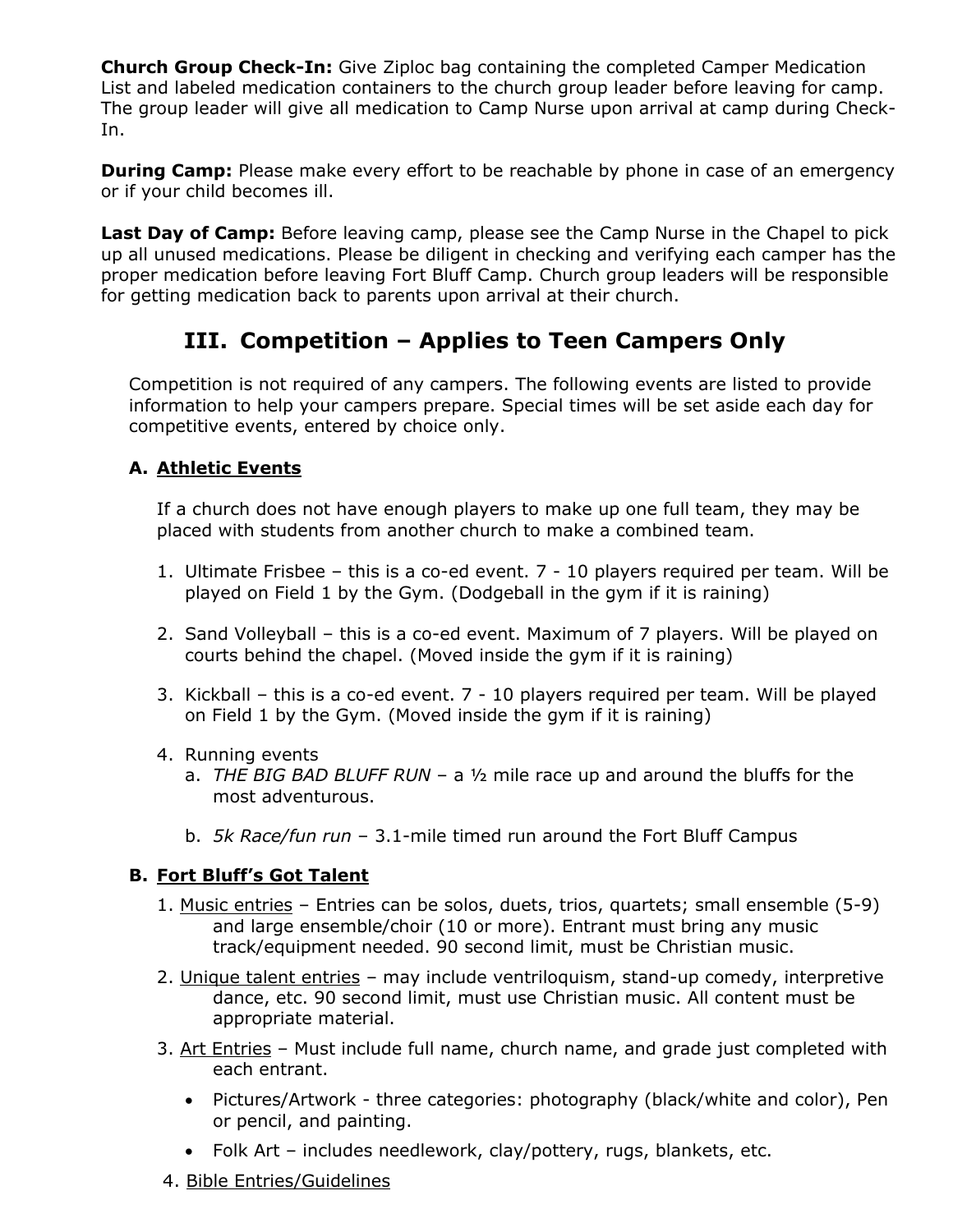**Church Group Check-In:** Give Ziploc bag containing the completed Camper Medication List and labeled medication containers to the church group leader before leaving for camp. The group leader will give all medication to Camp Nurse upon arrival at camp during Check-In.

**During Camp:** Please make every effort to be reachable by phone in case of an emergency or if your child becomes ill.

**Last Day of Camp:** Before leaving camp, please see the Camp Nurse in the Chapel to pick up all unused medications. Please be diligent in checking and verifying each camper has the proper medication before leaving Fort Bluff Camp. Church group leaders will be responsible for getting medication back to parents upon arrival at their church.

## III. Competition – Applies to Teen Campers Only

Competition is not required of any campers. The following events are listed to provide information to help your campers prepare. Special times will be set aside each day for competitive events, entered by choice only.

### A. Athletic Events

If a church does not have enough players to make up one full team, they may be placed with students from another church to make a combined team.

1. Ultimate Frisbee – this is a co-ed event. 7 - 10 players required per team. Will be played on Field 1 by the Gym. (Dodgeball in the gym if it is raining)

2. Sand Volleyball – this is a co-ed event. Maximum of 7 players. Will be played on courts behind the chapel. (Moved inside the gym if it is raining)

3. Kickball – this is a co-ed event. 7 - 10 players required per team. Will be played on Field 1 by the Gym. (Moved inside the gym if it is raining)

4. Running events
   a. *THE BIG BAD BLUFF RUN* – a ½ mile race up and around the bluffs for the most adventurous.

   b. *5k Race/fun run* – 3.1-mile timed run around the Fort Bluff Campus

### B. Fort Bluff's Got Talent

1. Music entries – Entries can be solos, duets, trios, quartets; small ensemble (5-9) and large ensemble/choir (10 or more). Entrant must bring any music track/equipment needed. 90 second limit, must be Christian music.
2. Unique talent entries – may include ventriloquism, stand-up comedy, interpretive dance, etc. 90 second limit, must use Christian music. All content must be appropriate material.
3. Art Entries – Must include full name, church name, and grade just completed with each entrant.
   - Pictures/Artwork - three categories: photography (black/white and color), Pen or pencil, and painting.
   - Folk Art – includes needlework, clay/pottery, rugs, blankets, etc.
4. Bible Entries/Guidelines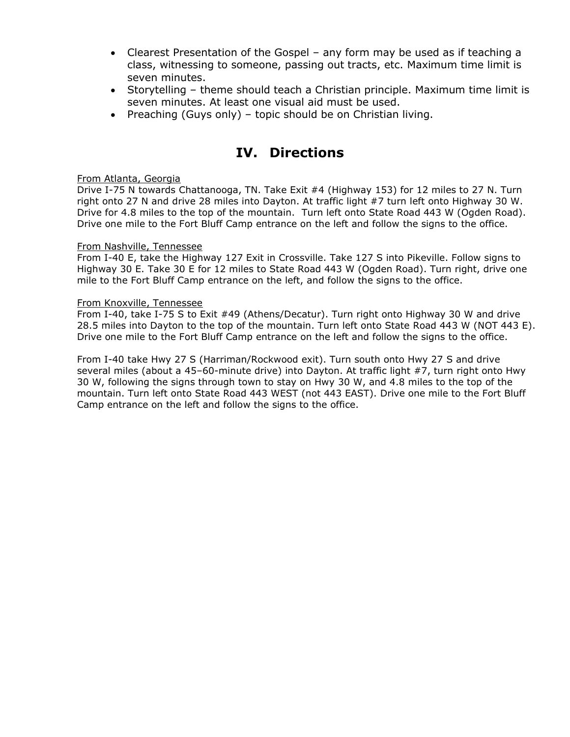- Clearest Presentation of the Gospel – any form may be used as if teaching a class, witnessing to someone, passing out tracts, etc. Maximum time limit is seven minutes.
- Storytelling – theme should teach a Christian principle. Maximum time limit is seven minutes. At least one visual aid must be used.
- Preaching (Guys only) – topic should be on Christian living.

## IV. Directions

From Atlanta, Georgia
Drive I-75 N towards Chattanooga, TN. Take Exit #4 (Highway 153) for 12 miles to 27 N. Turn right onto 27 N and drive 28 miles into Dayton. At traffic light #7 turn left onto Highway 30 W. Drive for 4.8 miles to the top of the mountain. Turn left onto State Road 443 W (Ogden Road). Drive one mile to the Fort Bluff Camp entrance on the left and follow the signs to the office.

From Nashville, Tennessee
From I-40 E, take the Highway 127 Exit in Crossville. Take 127 S into Pikeville. Follow signs to Highway 30 E. Take 30 E for 12 miles to State Road 443 W (Ogden Road). Turn right, drive one mile to the Fort Bluff Camp entrance on the left, and follow the signs to the office.

From Knoxville, Tennessee
From I-40, take I-75 S to Exit #49 (Athens/Decatur). Turn right onto Highway 30 W and drive 28.5 miles into Dayton to the top of the mountain. Turn left onto State Road 443 W (NOT 443 E). Drive one mile to the Fort Bluff Camp entrance on the left and follow the signs to the office.

From I-40 take Hwy 27 S (Harriman/Rockwood exit). Turn south onto Hwy 27 S and drive several miles (about a 45–60-minute drive) into Dayton. At traffic light #7, turn right onto Hwy 30 W, following the signs through town to stay on Hwy 30 W, and 4.8 miles to the top of the mountain. Turn left onto State Road 443 WEST (not 443 EAST). Drive one mile to the Fort Bluff Camp entrance on the left and follow the signs to the office.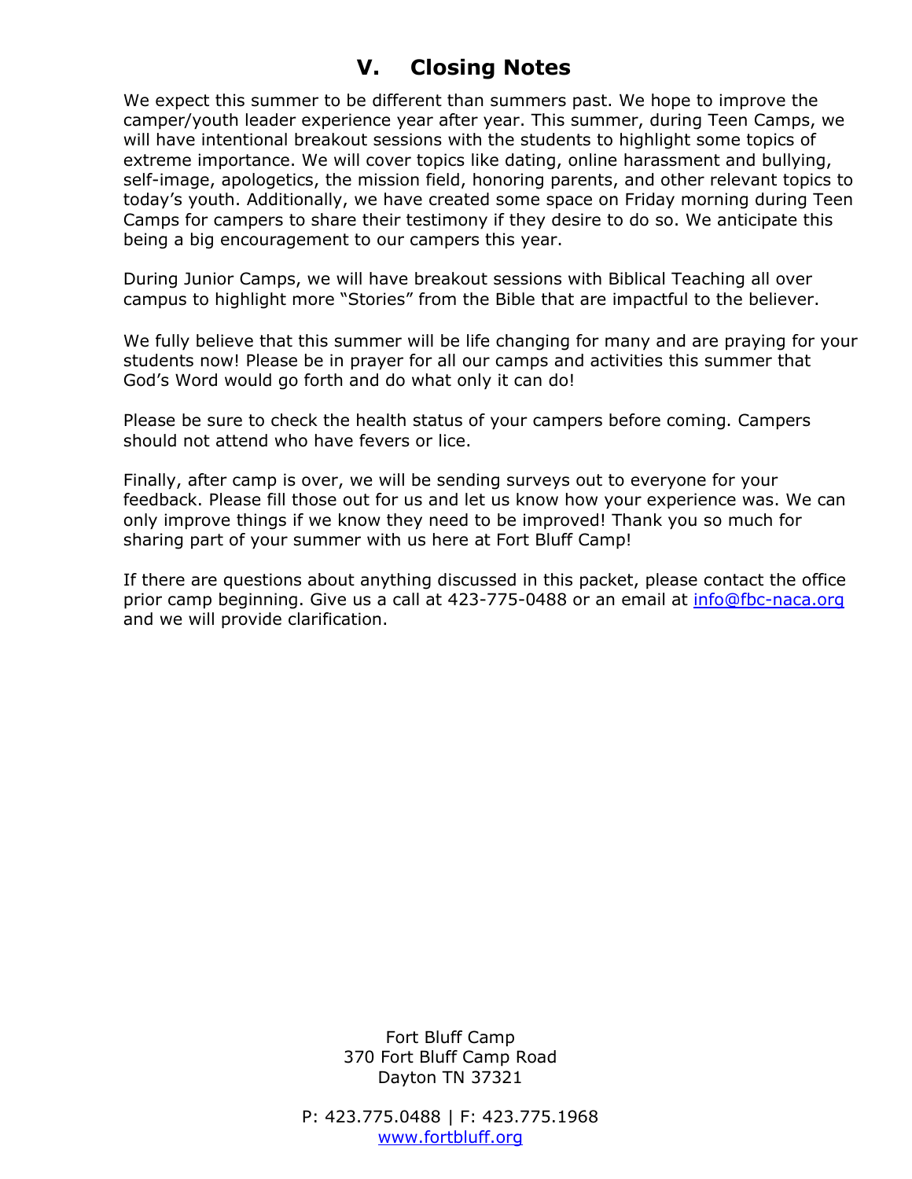## V. Closing Notes

We expect this summer to be different than summers past. We hope to improve the camper/youth leader experience year after year. This summer, during Teen Camps, we will have intentional breakout sessions with the students to highlight some topics of extreme importance. We will cover topics like dating, online harassment and bullying, self-image, apologetics, the mission field, honoring parents, and other relevant topics to today's youth. Additionally, we have created some space on Friday morning during Teen Camps for campers to share their testimony if they desire to do so. We anticipate this being a big encouragement to our campers this year.

During Junior Camps, we will have breakout sessions with Biblical Teaching all over campus to highlight more "Stories" from the Bible that are impactful to the believer.

We fully believe that this summer will be life changing for many and are praying for your students now! Please be in prayer for all our camps and activities this summer that God's Word would go forth and do what only it can do!

Please be sure to check the health status of your campers before coming. Campers should not attend who have fevers or lice.

Finally, after camp is over, we will be sending surveys out to everyone for your feedback. Please fill those out for us and let us know how your experience was. We can only improve things if we know they need to be improved! Thank you so much for sharing part of your summer with us here at Fort Bluff Camp!

If there are questions about anything discussed in this packet, please contact the office prior camp beginning. Give us a call at 423-775-0488 or an email at info@fbc-naca.org and we will provide clarification.

Fort Bluff Camp
370 Fort Bluff Camp Road
Dayton TN 37321

P: 423.775.0488 | F: 423.775.1968
www.fortbluff.org